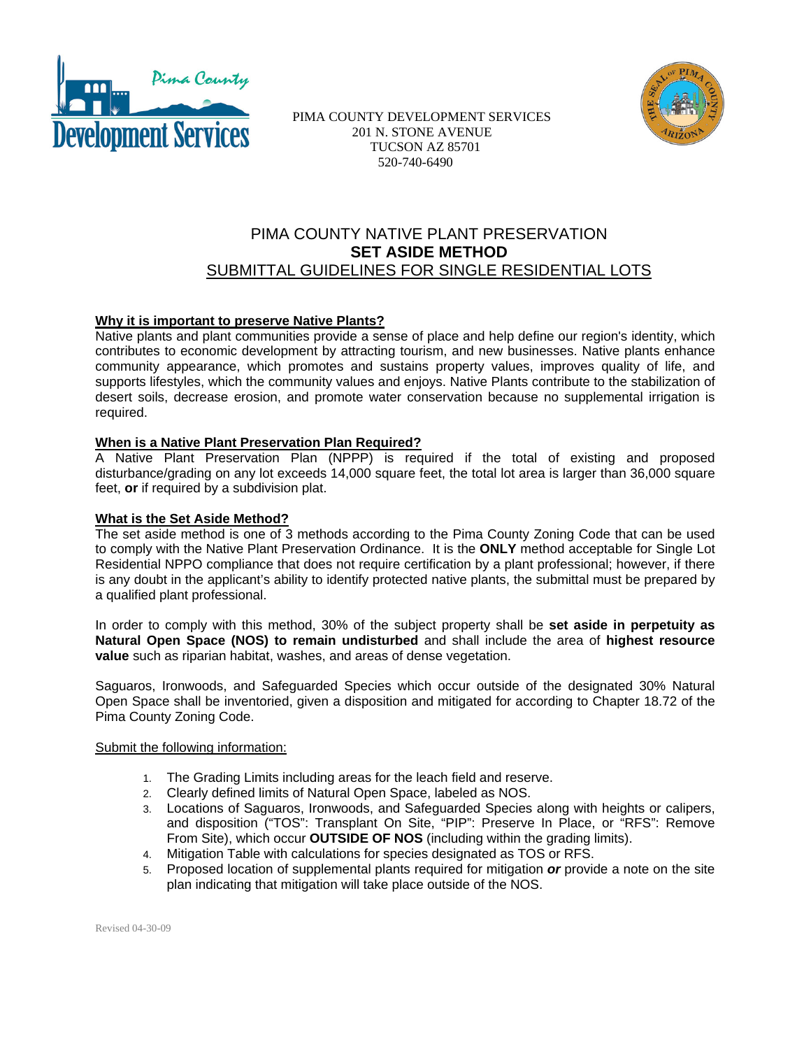PIMA COUNTY DEVELOPMENT SERVICES
201 N. STONE AVENUE
TUCSON AZ 85701
520-740-6490

# PIMA COUNTY NATIVE PLANT PRESERVATION
# **SET ASIDE METHOD**
# SUBMITTAL GUIDELINES FOR SINGLE RESIDENTIAL LOTS

**Why it is important to preserve Native Plants?**

Native plants and plant communities provide a sense of place and help define our region's identity, which contributes to economic development by attracting tourism, and new businesses. Native plants enhance community appearance, which promotes and sustains property values, improves quality of life, and supports lifestyles, which the community values and enjoys. Native Plants contribute to the stabilization of desert soils, decrease erosion, and promote water conservation because no supplemental irrigation is required.

**When is a Native Plant Preservation Plan Required?**

A Native Plant Preservation Plan (NPPP) is required if the total of existing and proposed disturbance/grading on any lot exceeds 14,000 square feet, the total lot area is larger than 36,000 square feet, **or** if required by a subdivision plat.

**What is the Set Aside Method?**

The set aside method is one of 3 methods according to the Pima County Zoning Code that can be used to comply with the Native Plant Preservation Ordinance. It is the **ONLY** method acceptable for Single Lot Residential NPPO compliance that does not require certification by a plant professional; however, if there is any doubt in the applicant's ability to identify protected native plants, the submittal must be prepared by a qualified plant professional.

In order to comply with this method, 30% of the subject property shall be **set aside in perpetuity as Natural Open Space (NOS) to remain undisturbed** and shall include the area of **highest resource value** such as riparian habitat, washes, and areas of dense vegetation.

Saguaros, Ironwoods, and Safeguarded Species which occur outside of the designated 30% Natural Open Space shall be inventoried, given a disposition and mitigated for according to Chapter 18.72 of the Pima County Zoning Code.

Submit the following information:

1. The Grading Limits including areas for the leach field and reserve.
2. Clearly defined limits of Natural Open Space, labeled as NOS.
3. Locations of Saguaros, Ironwoods, and Safeguarded Species along with heights or calipers, and disposition ("TOS": Transplant On Site, "PIP": Preserve In Place, or "RFS": Remove From Site), which occur **OUTSIDE OF NOS** (including within the grading limits).
4. Mitigation Table with calculations for species designated as TOS or RFS.
5. Proposed location of supplemental plants required for mitigation ***or*** provide a note on the site plan indicating that mitigation will take place outside of the NOS.

Revised 04-30-09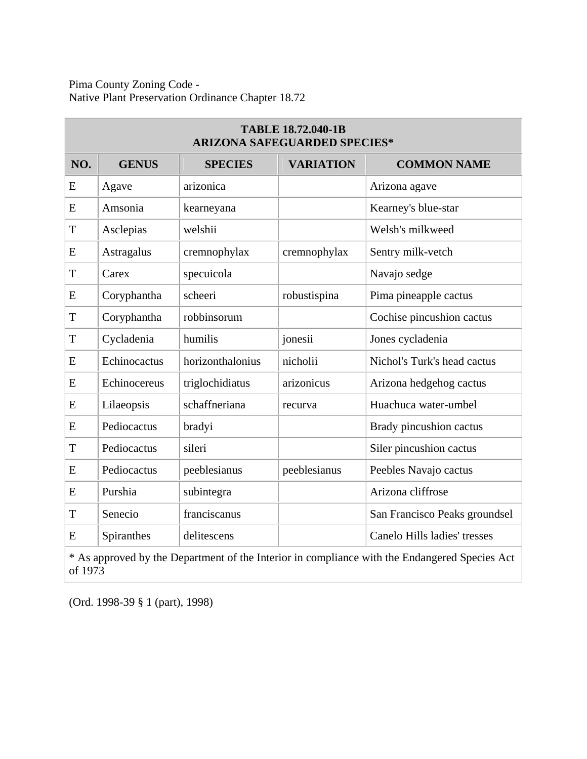Pima County Zoning Code -
Native Plant Preservation Ordinance Chapter 18.72

| TABLE 18.72.040-1B<br>ARIZONA SAFEGUARDED SPECIES* | | | | |
|---|---|---|---|---|
| **NO.** | **GENUS** | **SPECIES** | **VARIATION** | **COMMON NAME** |
| E | Agave | arizonica | | Arizona agave |
| E | Amsonia | kearneyana | | Kearney's blue-star |
| T | Asclepias | welshii | | Welsh's milkweed |
| E | Astragalus | cremnophylax | cremnophylax | Sentry milk-vetch |
| T | Carex | specuicola | | Navajo sedge |
| E | Coryphantha | scheeri | robustispina | Pima pineapple cactus |
| T | Coryphantha | robbinsorum | | Cochise pincushion cactus |
| T | Cycladenia | humilis | jonesii | Jones cycladenia |
| E | Echinocactus | horizonthalonius | nicholii | Nichol's Turk's head cactus |
| E | Echinocereus | triglochidiatus | arizonicus | Arizona hedgehog cactus |
| E | Lilaeopsis | schaffneriana | recurva | Huachuca water-umbel |
| E | Pediocactus | bradyi | | Brady pincushion cactus |
| T | Pediocactus | sileri | | Siler pincushion cactus |
| E | Pediocactus | peeblesianus | peeblesianus | Peebles Navajo cactus |
| E | Purshia | subintegra | | Arizona cliffrose |
| T | Senecio | franciscanus | | San Francisco Peaks groundsel |
| E | Spiranthes | delitescens | | Canelo Hills ladies' tresses |
| * As approved by the Department of the Interior in compliance with the Endangered Species Act of 1973 | | | | |

(Ord. 1998-39 § 1 (part), 1998)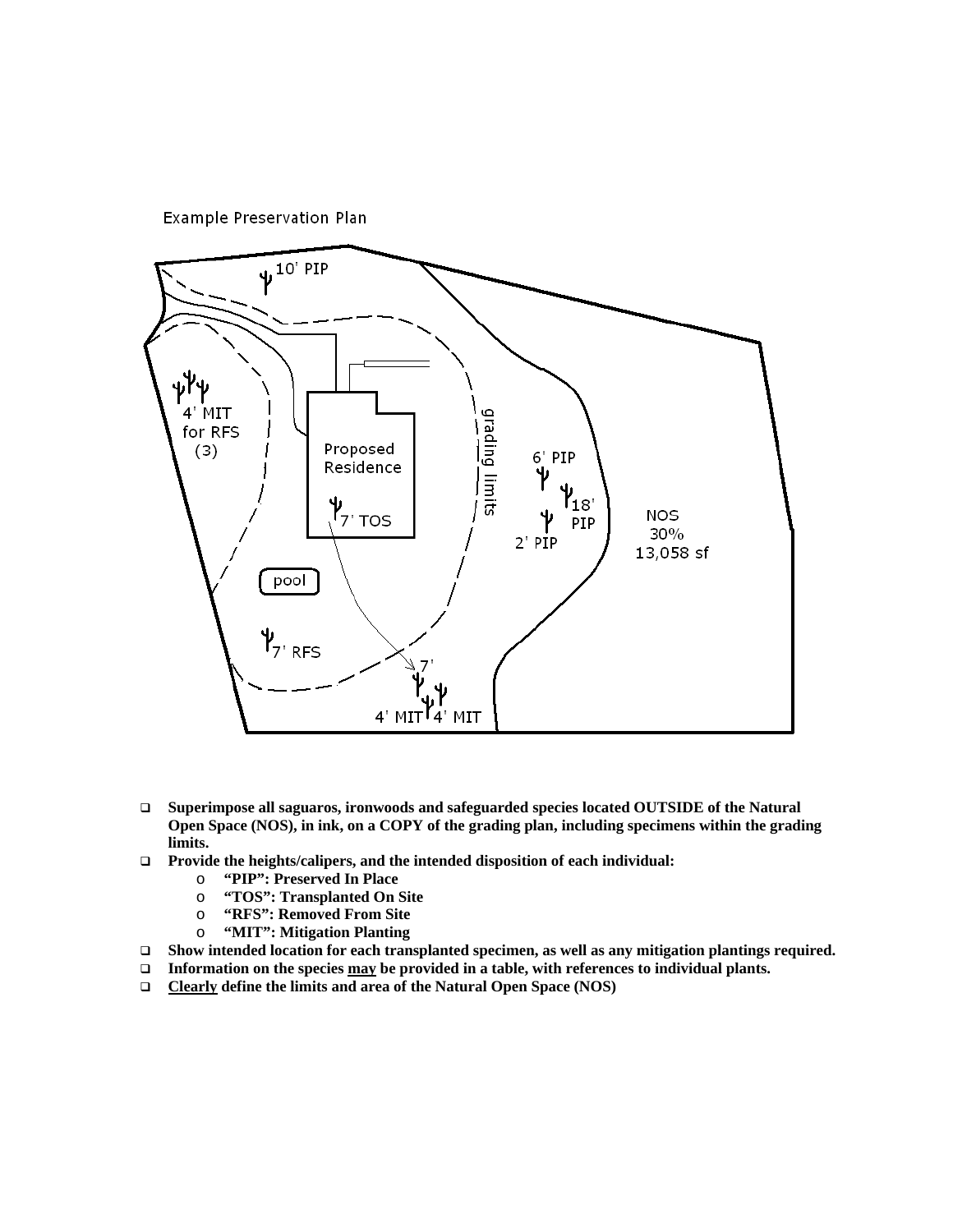Example Preservation Plan

10' PIP

4' MIT for RFS (3)

Proposed Residence

7' TOS

grading limits

6' PIP

18' PIP

2' PIP

NOS 30% 13,058 sf

pool

7' RFS

7'

4' MIT 4' MIT

- **Superimpose all saguaros, ironwoods and safeguarded species located OUTSIDE of the Natural Open Space (NOS), in ink, on a COPY of the grading plan, including specimens within the grading limits.**
- **Provide the heights/calipers, and the intended disposition of each individual:**
  - **"PIP": Preserved In Place**
  - **"TOS": Transplanted On Site**
  - **"RFS": Removed From Site**
  - **"MIT": Mitigation Planting**
- **Show intended location for each transplanted specimen, as well as any mitigation plantings required.**
- **Information on the species <u>may</u> be provided in a table, with references to individual plants.**
- **<u>Clearly</u> define the limits and area of the Natural Open Space (NOS)**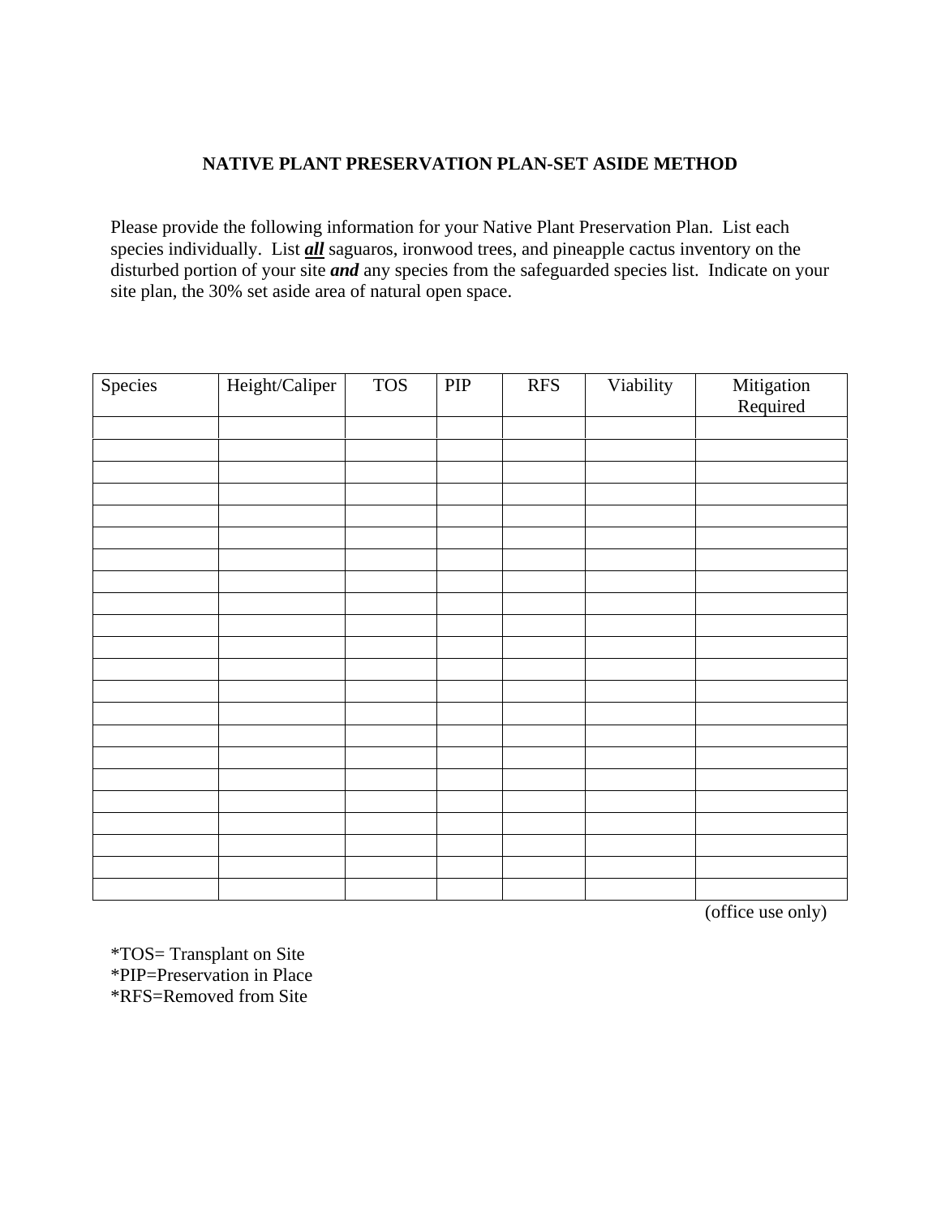## NATIVE PLANT PRESERVATION PLAN-SET ASIDE METHOD

Please provide the following information for your Native Plant Preservation Plan. List each species individually. List ***all*** saguaros, ironwood trees, and pineapple cactus inventory on the disturbed portion of your site ***and*** any species from the safeguarded species list. Indicate on your site plan, the 30% set aside area of natural open space.

| Species | Height/Caliper | TOS | PIP | RFS | Viability | Mitigation Required |
|---|---|---|---|---|---|---|
| | | | | | | |
| | | | | | | |
| | | | | | | |
| | | | | | | |
| | | | | | | |
| | | | | | | |
| | | | | | | |
| | | | | | | |
| | | | | | | |
| | | | | | | |
| | | | | | | |
| | | | | | | |
| | | | | | | |
| | | | | | | |
| | | | | | | |
| | | | | | | |
| | | | | | | |
| | | | | | | |
| | | | | | | |
| | | | | | | |
| | | | | | | |
| | | | | | | |

(office use only)

*TOS= Transplant on Site
*PIP=Preservation in Place
*RFS=Removed from Site